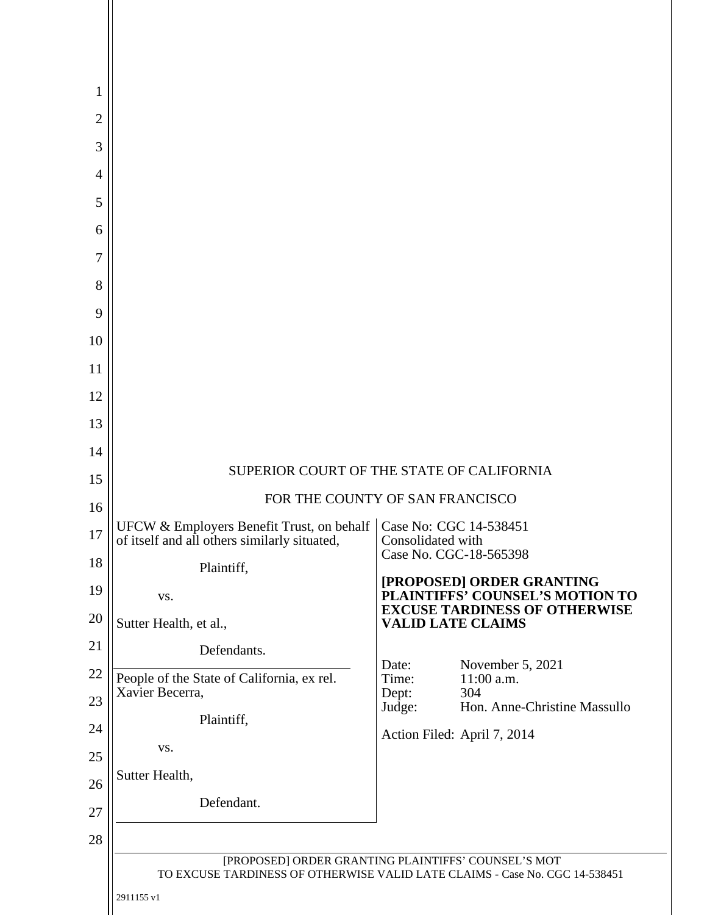SUPERIOR COURT OF THE STATE OF CALIFORNIA

FOR THE COUNTY OF SAN FRANCISCO

| | |
|---|---|
| UFCW & Employers Benefit Trust, on behalf of itself and all others similarly situated,<br><br>Plaintiff,<br><br>vs.<br><br>Sutter Health, et al.,<br><br>Defendants. | Case No: CGC 14-538451<br>Consolidated with<br>Case No. CGC-18-565398<br><br>**[PROPOSED] ORDER GRANTING PLAINTIFFS' COUNSEL'S MOTION TO EXCUSE TARDINESS OF OTHERWISE VALID LATE CLAIMS** |
| People of the State of California, ex rel. Xavier Becerra,<br><br>Plaintiff,<br><br>vs.<br><br>Sutter Health,<br><br>Defendant. | Date: November 5, 2021<br>Time: 11:00 a.m.<br>Dept: 304<br>Judge: Hon. Anne-Christine Massullo<br><br>Action Filed: April 7, 2014 |

2911155 v1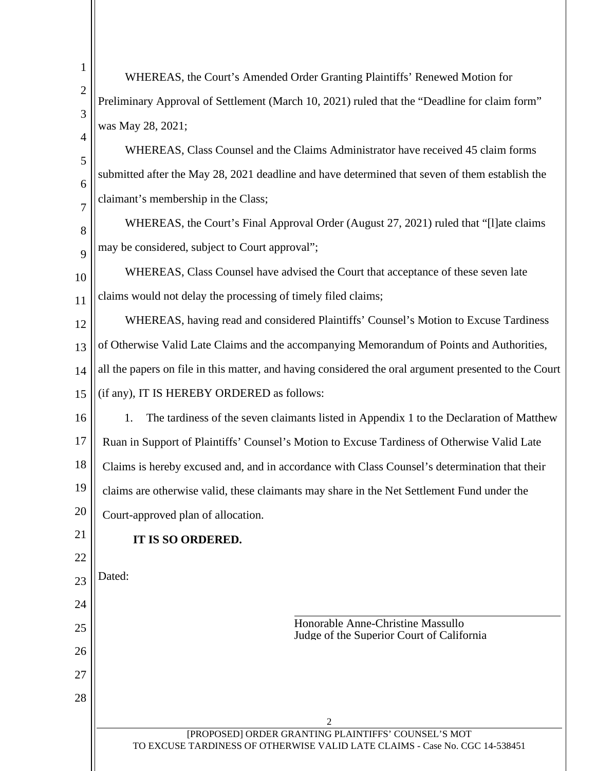WHEREAS, the Court's Amended Order Granting Plaintiffs' Renewed Motion for Preliminary Approval of Settlement (March 10, 2021) ruled that the "Deadline for claim form" was May 28, 2021;

WHEREAS, Class Counsel and the Claims Administrator have received 45 claim forms submitted after the May 28, 2021 deadline and have determined that seven of them establish the claimant's membership in the Class;

WHEREAS, the Court's Final Approval Order (August 27, 2021) ruled that "[l]ate claims may be considered, subject to Court approval";

WHEREAS, Class Counsel have advised the Court that acceptance of these seven late claims would not delay the processing of timely filed claims;

WHEREAS, having read and considered Plaintiffs' Counsel's Motion to Excuse Tardiness of Otherwise Valid Late Claims and the accompanying Memorandum of Points and Authorities, all the papers on file in this matter, and having considered the oral argument presented to the Court (if any), IT IS HEREBY ORDERED as follows:

1. The tardiness of the seven claimants listed in Appendix 1 to the Declaration of Matthew Ruan in Support of Plaintiffs' Counsel's Motion to Excuse Tardiness of Otherwise Valid Late Claims is hereby excused and, and in accordance with Class Counsel's determination that their claims are otherwise valid, these claimants may share in the Net Settlement Fund under the Court-approved plan of allocation.

**IT IS SO ORDERED.**

Dated:

Honorable Anne-Christine Massullo
Judge of the Superior Court of California